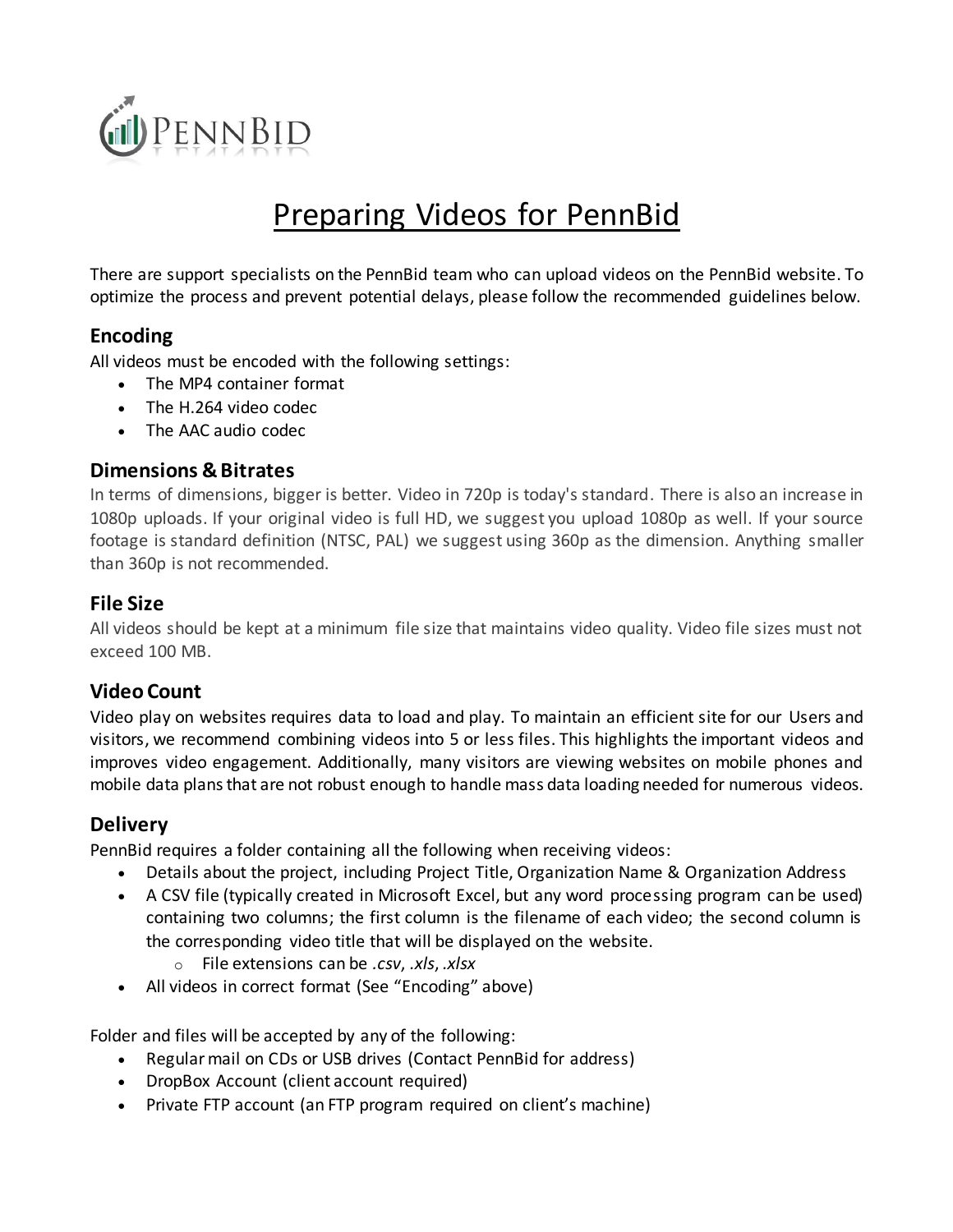PennBid

# Preparing Videos for PennBid

There are support specialists on the PennBid team who can upload videos on the PennBid website. To optimize the process and prevent potential delays, please follow the recommended guidelines below.

## Encoding

All videos must be encoded with the following settings:

- The MP4 container format
- The H.264 video codec
- The AAC audio codec

## Dimensions & Bitrates

In terms of dimensions, bigger is better. Video in 720p is today's standard. There is also an increase in 1080p uploads. If your original video is full HD, we suggest you upload 1080p as well. If your source footage is standard definition (NTSC, PAL) we suggest using 360p as the dimension. Anything smaller than 360p is not recommended.

## File Size

All videos should be kept at a minimum file size that maintains video quality. Video file sizes must not exceed 100 MB.

## Video Count

Video play on websites requires data to load and play. To maintain an efficient site for our Users and visitors, we recommend combining videos into 5 or less files. This highlights the important videos and improves video engagement. Additionally, many visitors are viewing websites on mobile phones and mobile data plans that are not robust enough to handle mass data loading needed for numerous videos.

## Delivery

PennBid requires a folder containing all the following when receiving videos:

- Details about the project, including Project Title, Organization Name & Organization Address
- A CSV file (typically created in Microsoft Excel, but any word processing program can be used) containing two columns; the first column is the filename of each video; the second column is the corresponding video title that will be displayed on the website.
    - File extensions can be *.csv*, *.xls*, *.xlsx*
- All videos in correct format (See "Encoding" above)

Folder and files will be accepted by any of the following:

- Regular mail on CDs or USB drives (Contact PennBid for address)
- DropBox Account (client account required)
- Private FTP account (an FTP program required on client's machine)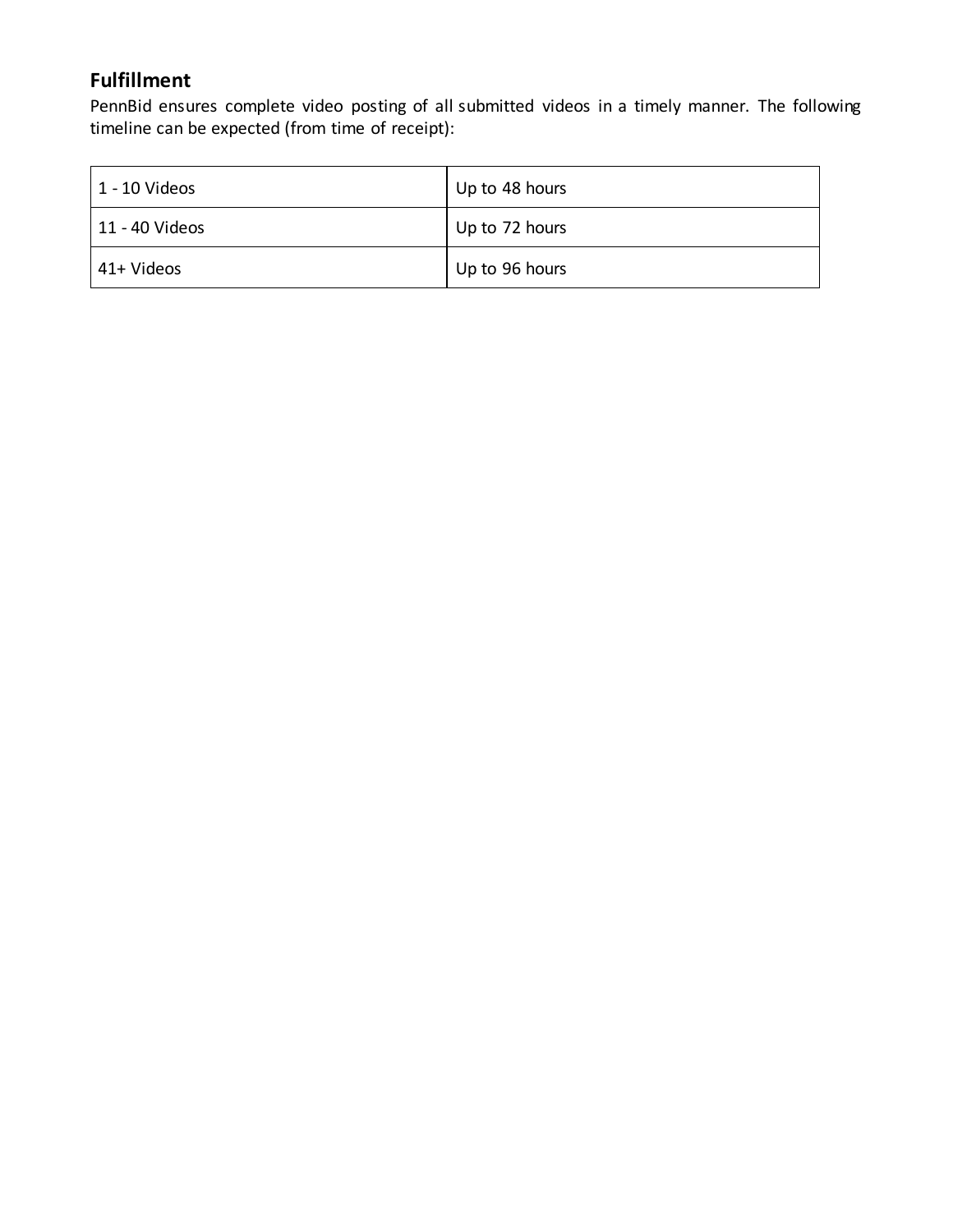## Fulfillment

PennBid ensures complete video posting of all submitted videos in a timely manner. The following timeline can be expected (from time of receipt):

| | |
|---|---|
| 1 - 10 Videos | Up to 48 hours |
| 11 - 40 Videos | Up to 72 hours |
| 41+ Videos | Up to 96 hours |